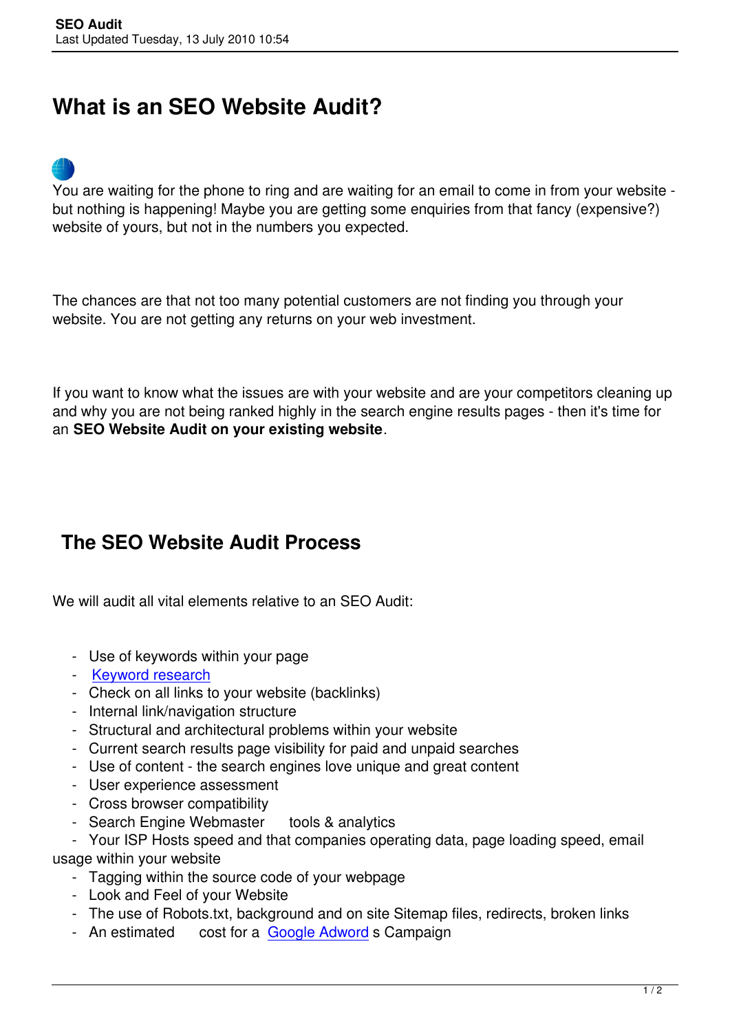# What is an SEO Website Audit?

You are waiting for the phone to ring and are waiting for an email to come in from your website - but nothing is happening! Maybe you are getting some enquiries from that fancy (expensive?) website of yours, but not in the numbers you expected.

The chances are that not too many potential customers are not finding you through your website. You are not getting any returns on your web investment.

If you want to know what the issues are with your website and are your competitors cleaning up and why you are not being ranked highly in the search engine results pages - then it's time for an **SEO Website Audit on your existing website**.

## The SEO Website Audit Process

We will audit all vital elements relative to an SEO Audit:

- Use of keywords within your page
- Keyword research
- Check on all links to your website (backlinks)
- Internal link/navigation structure
- Structural and architectural problems within your website
- Current search results page visibility for paid and unpaid searches
- Use of content - the search engines love unique and great content
- User experience assessment
- Cross browser compatibility
- Search Engine Webmaster tools & analytics
- Your ISP Hosts speed and that companies operating data, page loading speed, email usage within your website
- Tagging within the source code of your webpage
- Look and Feel of your Website
- The use of Robots.txt, background and on site Sitemap files, redirects, broken links
- An estimated cost for a Google Adwords Campaign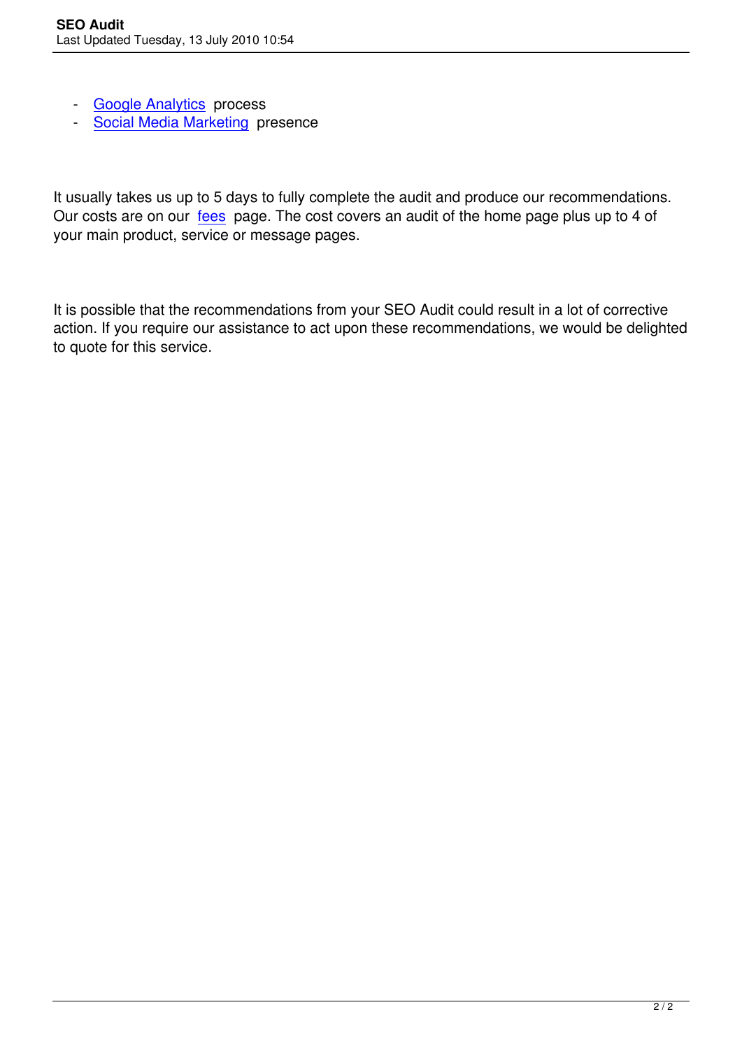- Google Analytics process
- Social Media Marketing presence

It usually takes us up to 5 days to fully complete the audit and produce our recommendations. Our costs are on our fees page. The cost covers an audit of the home page plus up to 4 of your main product, service or message pages.

It is possible that the recommendations from your SEO Audit could result in a lot of corrective action. If you require our assistance to act upon these recommendations, we would be delighted to quote for this service.